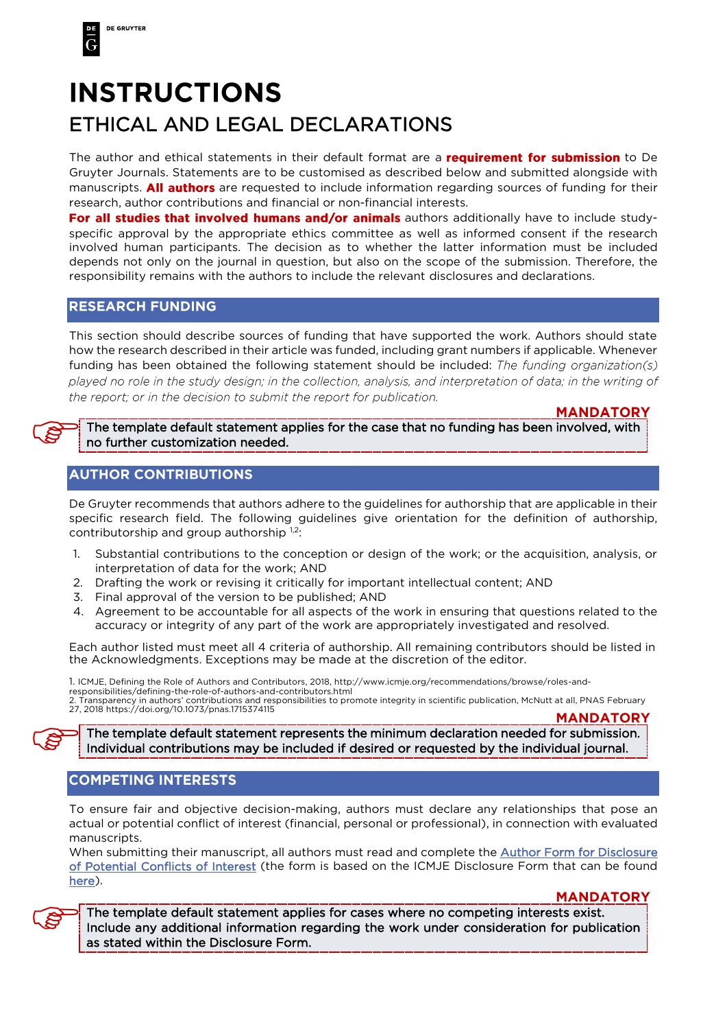DE GRUYTER

# INSTRUCTIONS

## ETHICAL AND LEGAL DECLARATIONS

The author and ethical statements in their default format are a **requirement for submission** to De Gruyter Journals. Statements are to be customised as described below and submitted alongside with manuscripts. **All authors** are requested to include information regarding sources of funding for their research, author contributions and financial or non-financial interests.

**For all studies that involved humans and/or animals** authors additionally have to include study-specific approval by the appropriate ethics committee as well as informed consent if the research involved human participants. The decision as to whether the latter information must be included depends not only on the journal in question, but also on the scope of the submission. Therefore, the responsibility remains with the authors to include the relevant disclosures and declarations.

### RESEARCH FUNDING

This section should describe sources of funding that have supported the work. Authors should state how the research described in their article was funded, including grant numbers if applicable. Whenever funding has been obtained the following statement should be included: *The funding organization(s) played no role in the study design; in the collection, analysis, and interpretation of data; in the writing of the report; or in the decision to submit the report for publication.*

**MANDATORY**

The template default statement applies for the case that no funding has been involved, with no further customization needed.

### AUTHOR CONTRIBUTIONS

De Gruyter recommends that authors adhere to the guidelines for authorship that are applicable in their specific research field. The following guidelines give orientation for the definition of authorship, contributorship and group authorship [1,2]:

1. Substantial contributions to the conception or design of the work; or the acquisition, analysis, or interpretation of data for the work; AND
2. Drafting the work or revising it critically for important intellectual content; AND
3. Final approval of the version to be published; AND
4. Agreement to be accountable for all aspects of the work in ensuring that questions related to the accuracy or integrity of any part of the work are appropriately investigated and resolved.

Each author listed must meet all 4 criteria of authorship. All remaining contributors should be listed in the Acknowledgments. Exceptions may be made at the discretion of the editor.

1. ICMJE, Defining the Role of Authors and Contributors, 2018, http://www.icmje.org/recommendations/browse/roles-and-responsibilities/defining-the-role-of-authors-and-contributors.html
2. Transparency in authors' contributions and responsibilities to promote integrity in scientific publication, McNutt at all, PNAS February 27, 2018 https://doi.org/10.1073/pnas.1715374115

**MANDATORY**

The template default statement represents the minimum declaration needed for submission. Individual contributions may be included if desired or requested by the individual journal.

### COMPETING INTERESTS

To ensure fair and objective decision-making, authors must declare any relationships that pose an actual or potential conflict of interest (financial, personal or professional), in connection with evaluated manuscripts.

When submitting their manuscript, all authors must read and complete the Author Form for Disclosure of Potential Conflicts of Interest (the form is based on the ICMJE Disclosure Form that can be found here).

**MANDATORY**

The template default statement applies for cases where no competing interests exist. Include any additional information regarding the work under consideration for publication as stated within the Disclosure Form.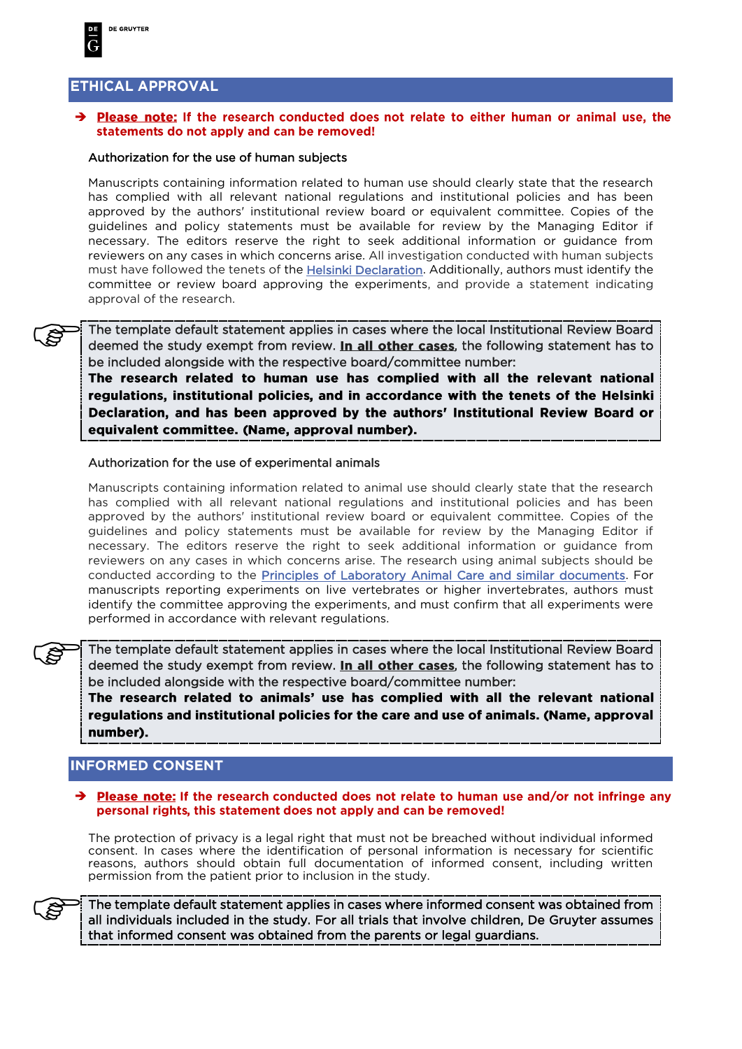## ETHICAL APPROVAL

➔ **Please note: If the research conducted does not relate to either human or animal use, the statements do not apply and can be removed!**

### Authorization for the use of human subjects

Manuscripts containing information related to human use should clearly state that the research has complied with all relevant national regulations and institutional policies and has been approved by the authors' institutional review board or equivalent committee. Copies of the guidelines and policy statements must be available for review by the Managing Editor if necessary. The editors reserve the right to seek additional information or guidance from reviewers on any cases in which concerns arise. All investigation conducted with human subjects must have followed the tenets of the Helsinki Declaration. Additionally, authors must identify the committee or review board approving the experiments, and provide a statement indicating approval of the research.

> The template default statement applies in cases where the local Institutional Review Board deemed the study exempt from review. **In all other cases**, the following statement has to be included alongside with the respective board/committee number:
> **The research related to human use has complied with all the relevant national regulations, institutional policies, and in accordance with the tenets of the Helsinki Declaration, and has been approved by the authors' Institutional Review Board or equivalent committee. (Name, approval number).**

### Authorization for the use of experimental animals

Manuscripts containing information related to animal use should clearly state that the research has complied with all relevant national regulations and institutional policies and has been approved by the authors' institutional review board or equivalent committee. Copies of the guidelines and policy statements must be available for review by the Managing Editor if necessary. The editors reserve the right to seek additional information or guidance from reviewers on any cases in which concerns arise. The research using animal subjects should be conducted according to the Principles of Laboratory Animal Care and similar documents. For manuscripts reporting experiments on live vertebrates or higher invertebrates, authors must identify the committee approving the experiments, and must confirm that all experiments were performed in accordance with relevant regulations.

> The template default statement applies in cases where the local Institutional Review Board deemed the study exempt from review. **In all other cases**, the following statement has to be included alongside with the respective board/committee number:
> **The research related to animals' use has complied with all the relevant national regulations and institutional policies for the care and use of animals. (Name, approval number).**

## INFORMED CONSENT

➔ **Please note: If the research conducted does not relate to human use and/or not infringe any personal rights, this statement does not apply and can be removed!**

The protection of privacy is a legal right that must not be breached without individual informed consent. In cases where the identification of personal information is necessary for scientific reasons, authors should obtain full documentation of informed consent, including written permission from the patient prior to inclusion in the study.

> The template default statement applies in cases where informed consent was obtained from all individuals included in the study. For all trials that involve children, De Gruyter assumes that informed consent was obtained from the parents or legal guardians.